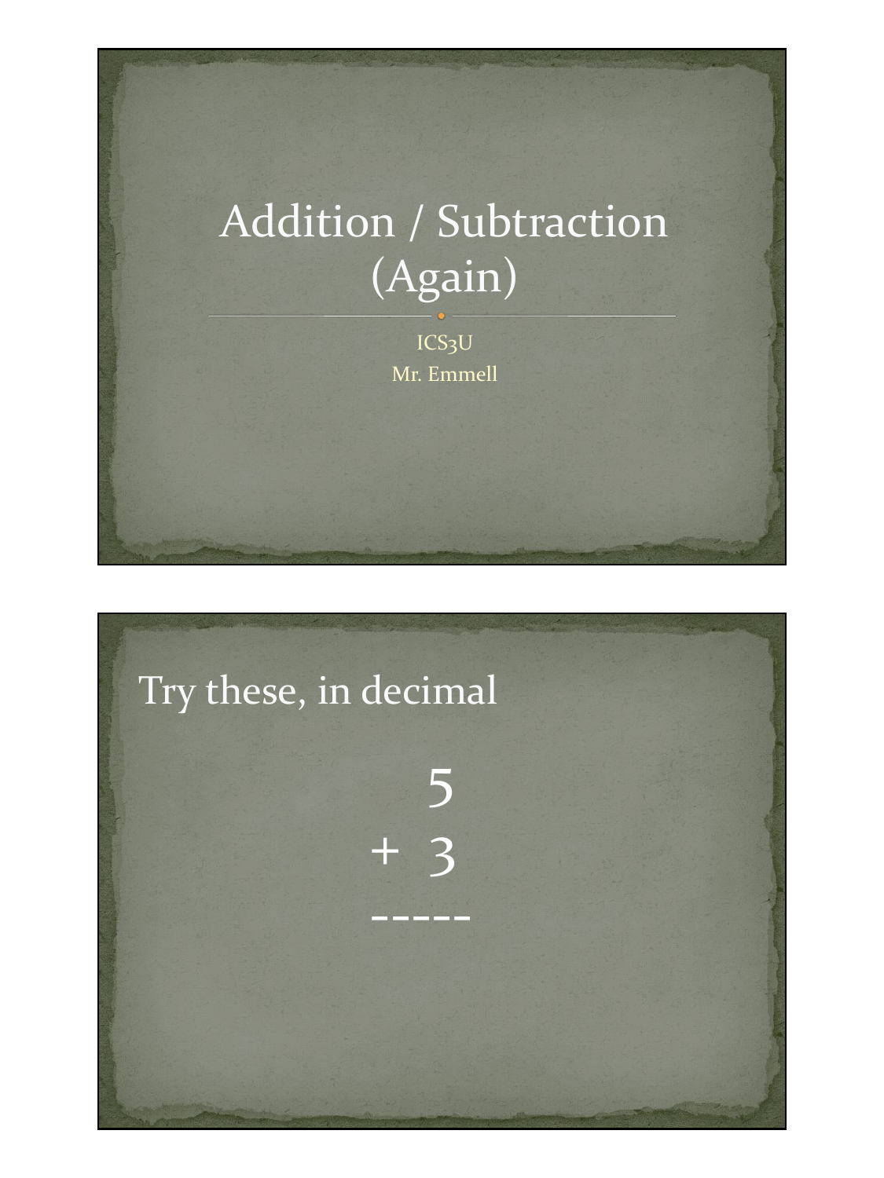# Addition / Subtraction (Again)

ICS3U

Mr. Emmell

## Try these, in decimal

```
   5
+  3
-----
```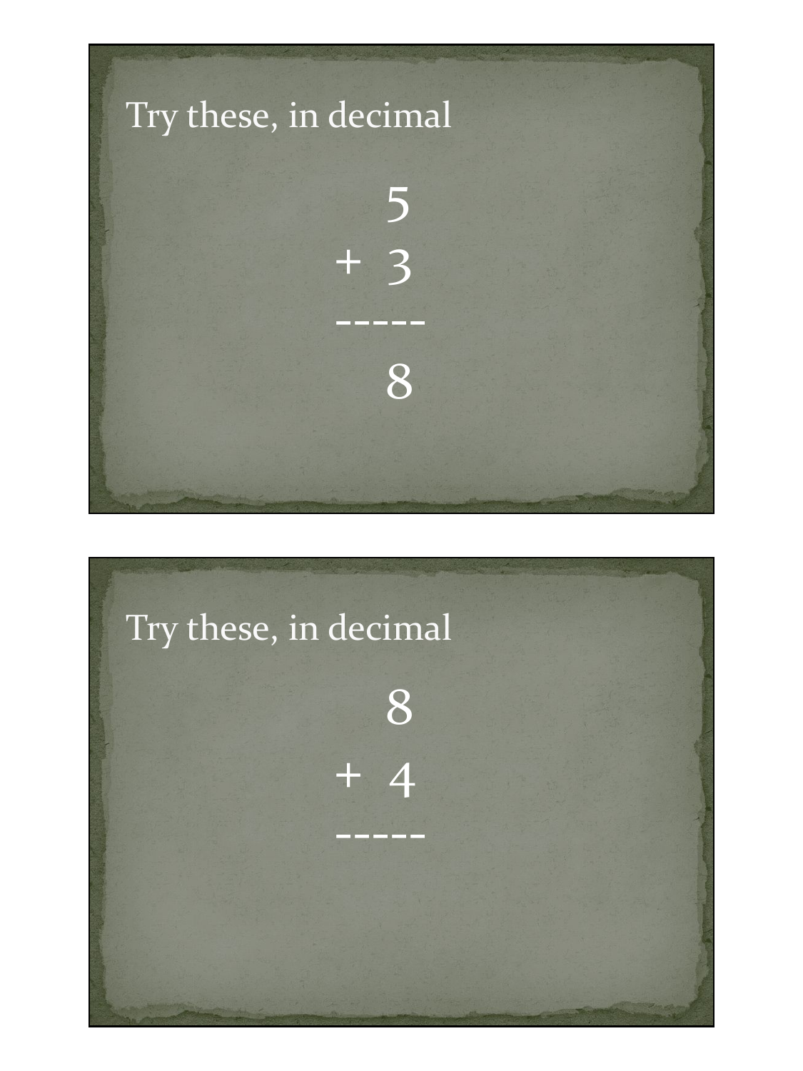Try these, in decimal

```
   5
+  3
-----
   8
```

Try these, in decimal

```
   8
+  4
-----
```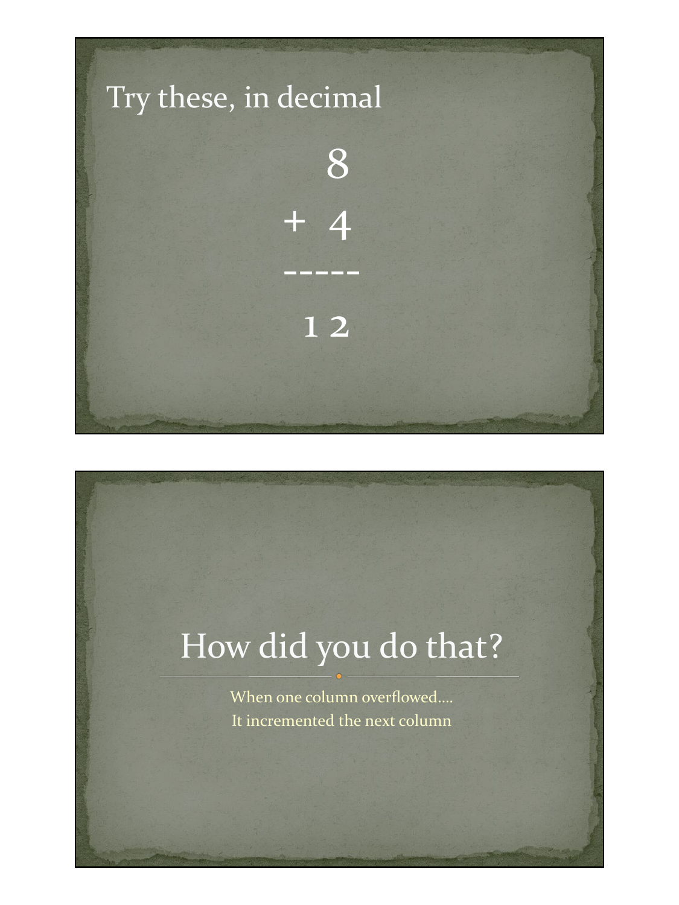## Try these, in decimal

```
   8
+  4
-----
  12
```

# How did you do that?

When one column overflowed….

It incremented the next column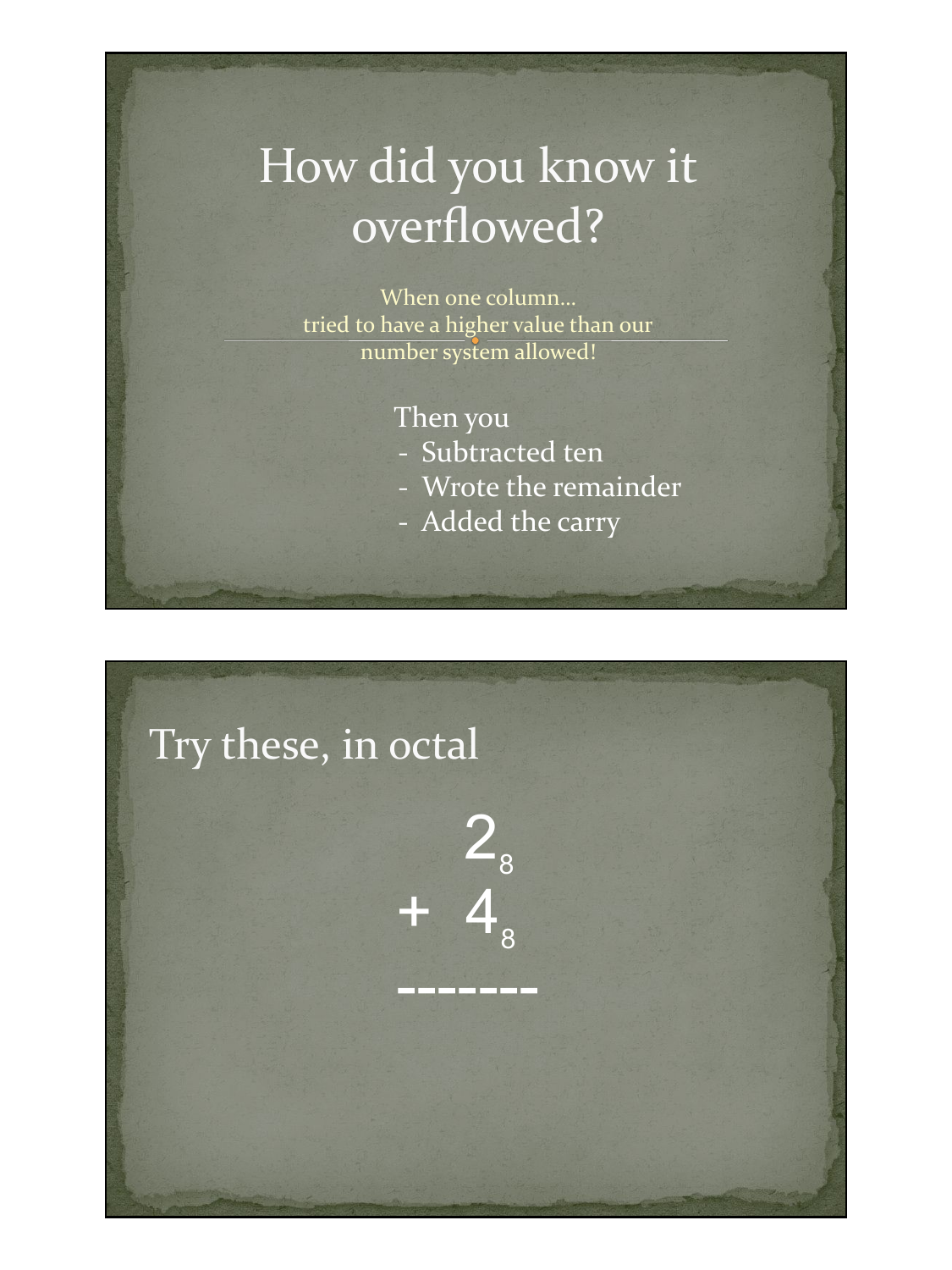# How did you know it overflowed?

When one column…
tried to have a higher value than our number system allowed!

Then you

- Subtracted ten
- Wrote the remainder
- Added the carry

# Try these, in octal

$$
\begin{array}{r}
2_8 \\
+\ 4_8 \\
\hline
\end{array}
$$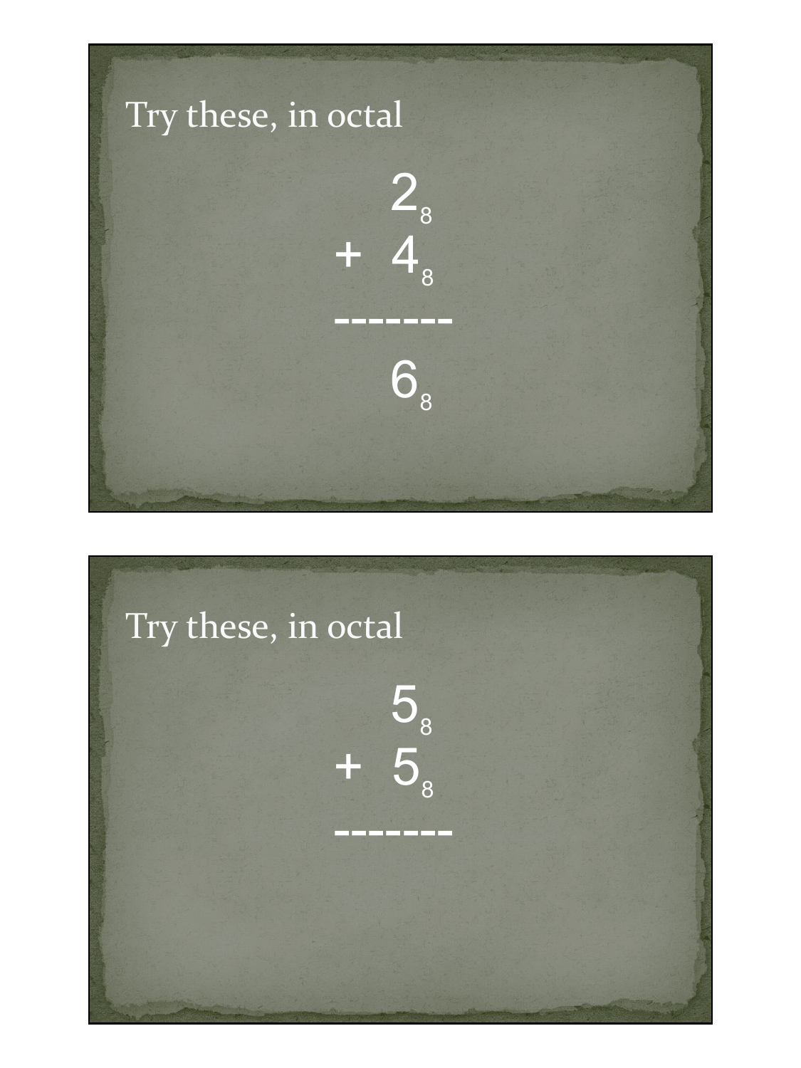## Try these, in octal

$$
\begin{array}{r}
2_8 \\
+\ 4_8 \\
\hline
6_8
\end{array}
$$

## Try these, in octal

$$
\begin{array}{r}
5_8 \\
+\ 5_8 \\
\hline
\end{array}
$$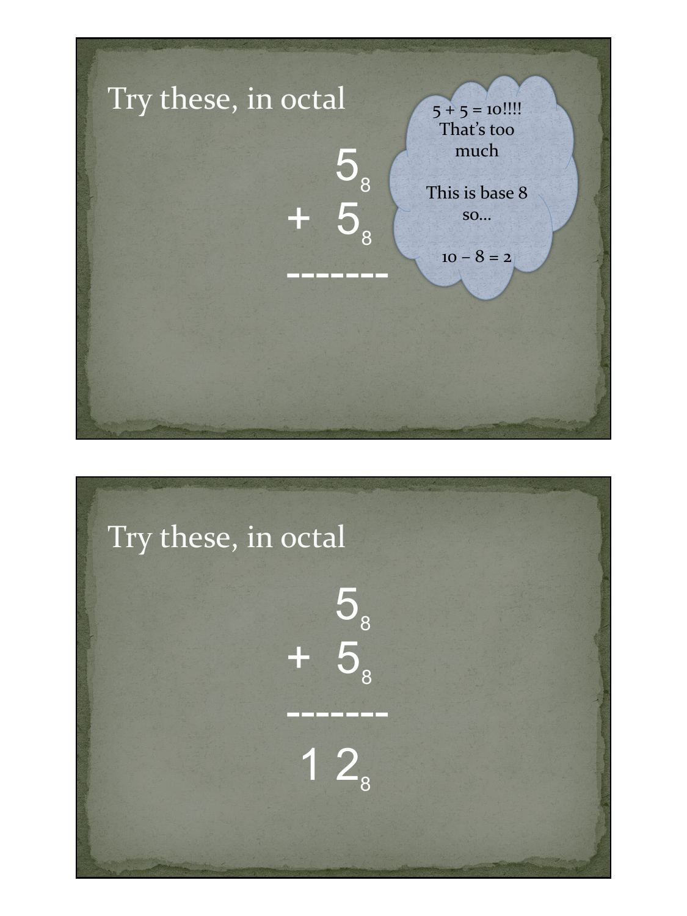## Try these, in octal

$$
\begin{array}{r}
5_8 \\
+\ 5_8 \\
\hline
\end{array}
$$

5 + 5 = 10!!!!
That's too much

This is base 8 so…

10 – 8 = 2

## Try these, in octal

$$
\begin{array}{r}
5_8 \\
+\ 5_8 \\
\hline
1\ 2_8
\end{array}
$$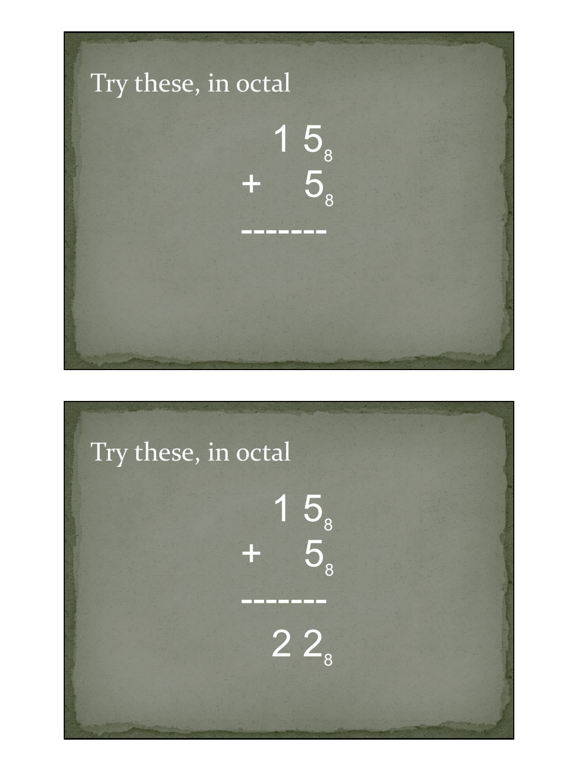## Try these, in octal

$$
\begin{array}{r}
15_8 \\
+\ \ 5_8 \\
\hline
\end{array}
$$

## Try these, in octal

$$
\begin{array}{r}
15_8 \\
+\ \ 5_8 \\
\hline
22_8
\end{array}
$$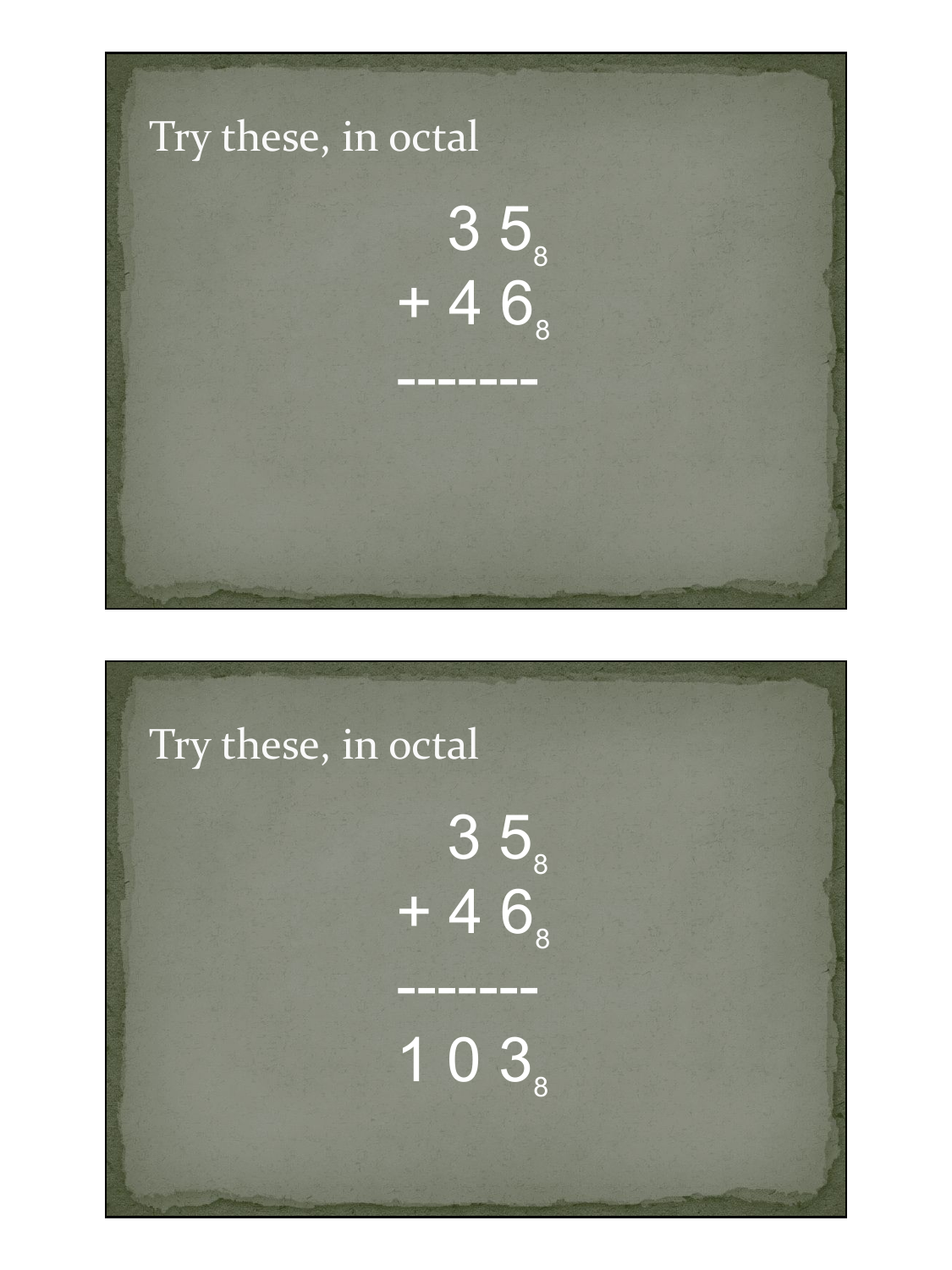Try these, in octal

$$
\begin{array}{r}
35_8 \\
+\ 46_8 \\
\hline
\end{array}
$$

Try these, in octal

$$
\begin{array}{r}
35_8 \\
+\ 46_8 \\
\hline
103_8
\end{array}
$$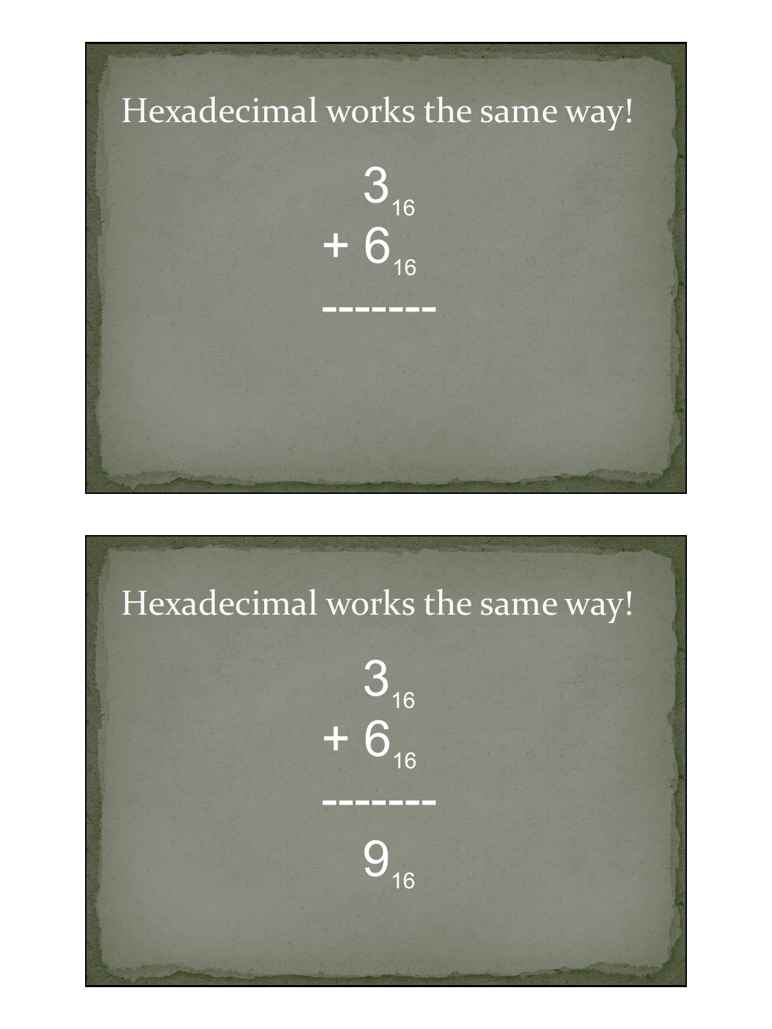## Hexadecimal works the same way!

$$
\begin{array}{r}
3_{16} \\
+\ 6_{16} \\
\hline
\end{array}
$$

## Hexadecimal works the same way!

$$
\begin{array}{r}
3_{16} \\
+\ 6_{16} \\
\hline
9_{16}
\end{array}
$$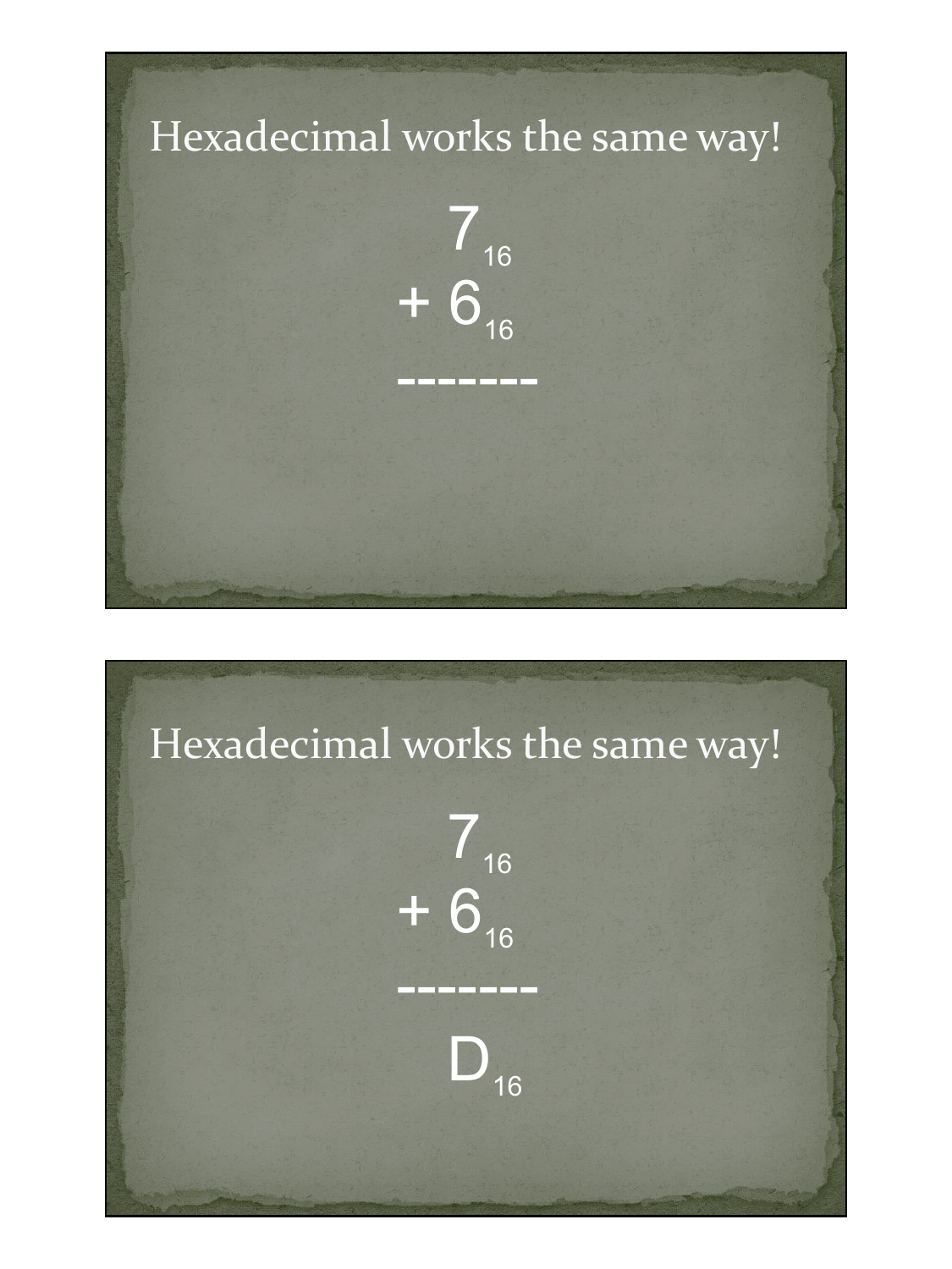## Hexadecimal works the same way!

$$
\begin{array}{r}
7_{16} \\
+\ 6_{16} \\
\hline
\end{array}
$$

---

## Hexadecimal works the same way!

$$
\begin{array}{r}
7_{16} \\
+\ 6_{16} \\
\hline
D_{16}
\end{array}
$$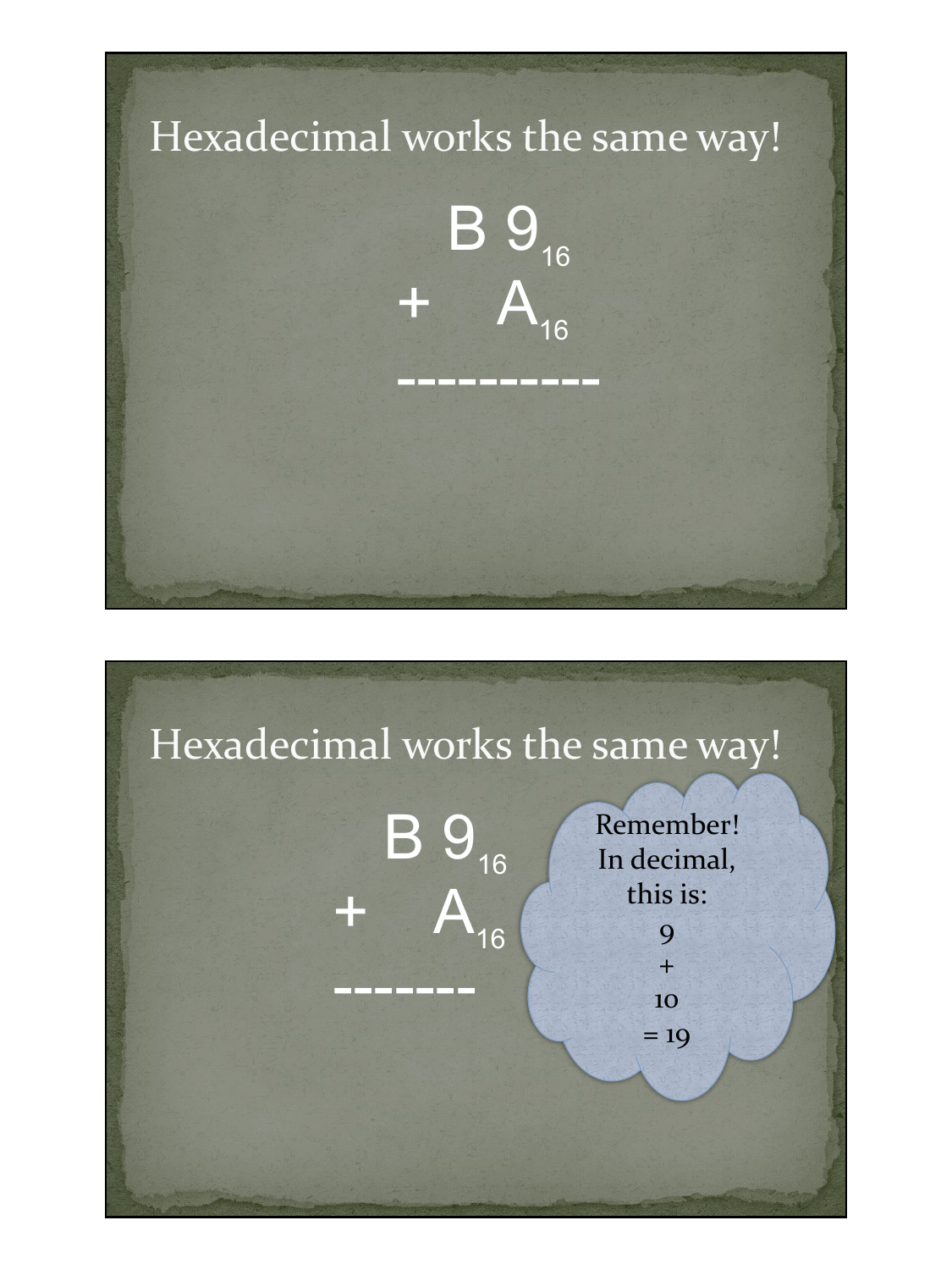# Hexadecimal works the same way!

$$
\begin{array}{r}
B\,9_{16} \\
+ \quad A_{16} \\
\hline
\end{array}
$$

# Hexadecimal works the same way!

$$
\begin{array}{r}
B\,9_{16} \\
+ \quad A_{16} \\
\hline
\end{array}
$$

Remember!
In decimal, this is:
9
+
10
= 19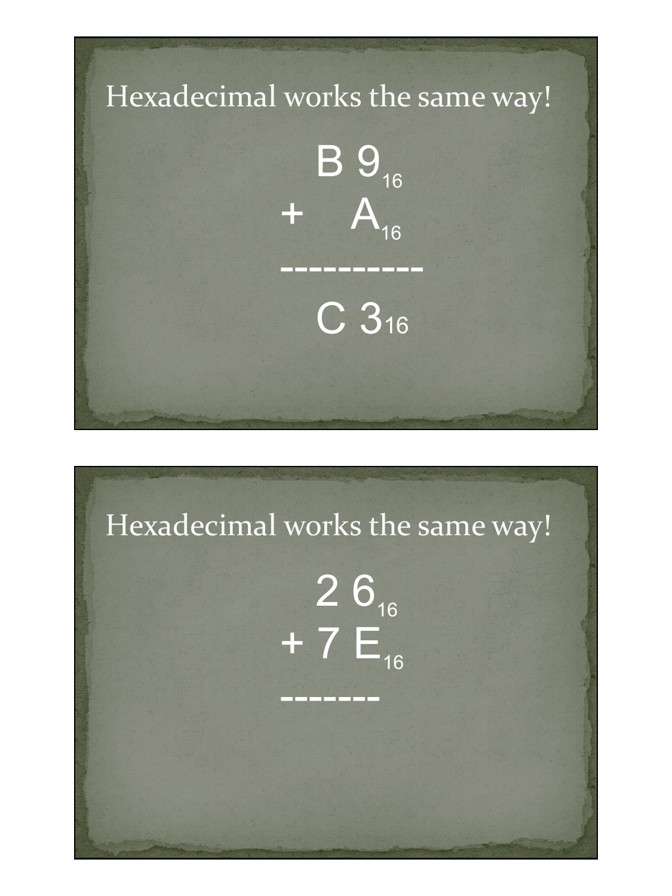## Hexadecimal works the same way!

$$
\begin{array}{r}
B\,9_{16} \\
+ \quad A_{16} \\
\hline
C\,3_{16}
\end{array}
$$

## Hexadecimal works the same way!

$$
\begin{array}{r}
2\,6_{16} \\
+\ 7\,E_{16} \\
\hline
\end{array}
$$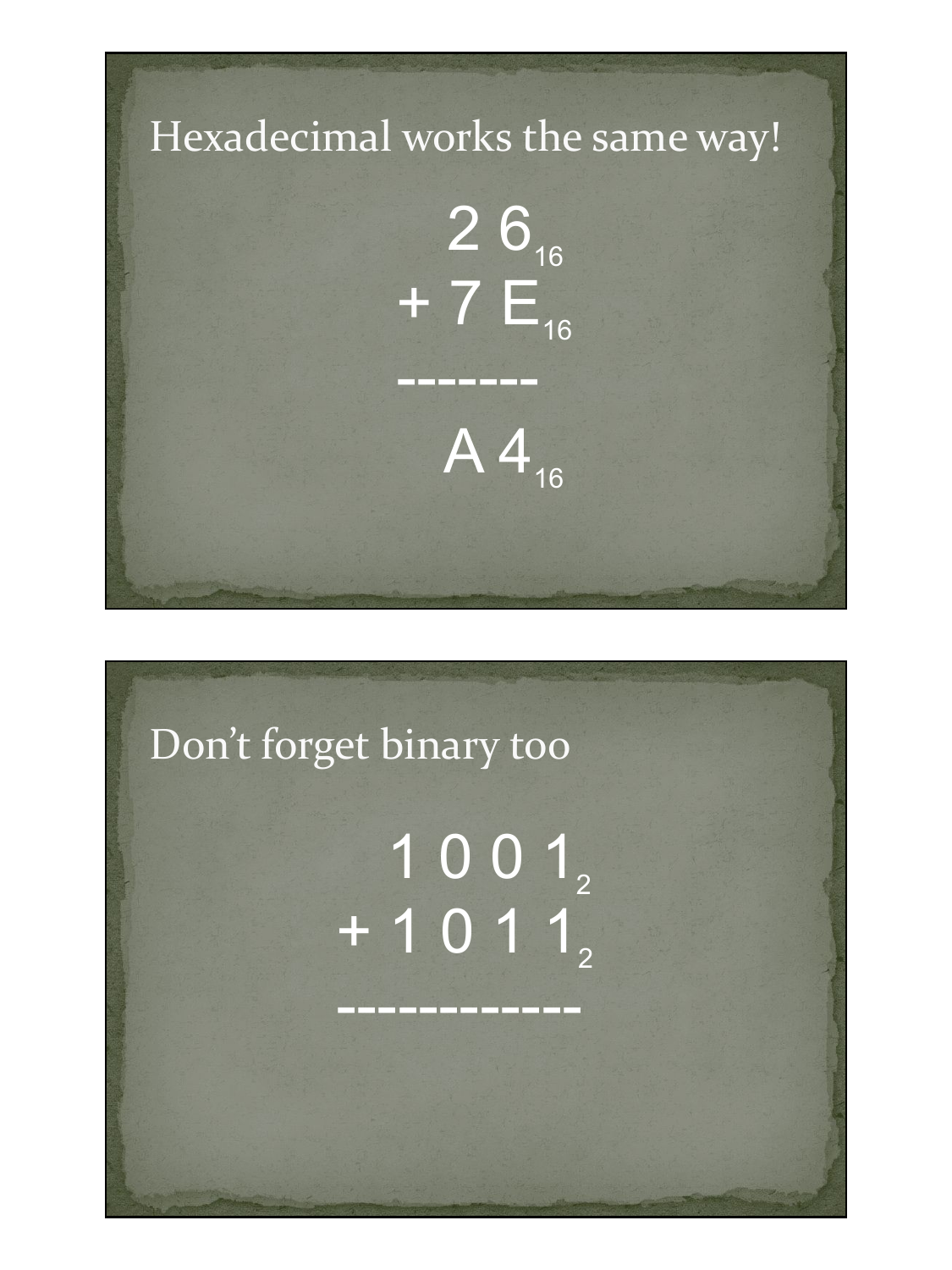## Hexadecimal works the same way!

$$
\begin{array}{r}
2\;6_{16} \\
+\;7\;E_{16} \\
\hline
A\;4_{16}
\end{array}
$$

## Don't forget binary too

$$
\begin{array}{r}
1\;0\;0\;1_{2} \\
+\;1\;0\;1\;1_{2} \\
\hline
\end{array}
$$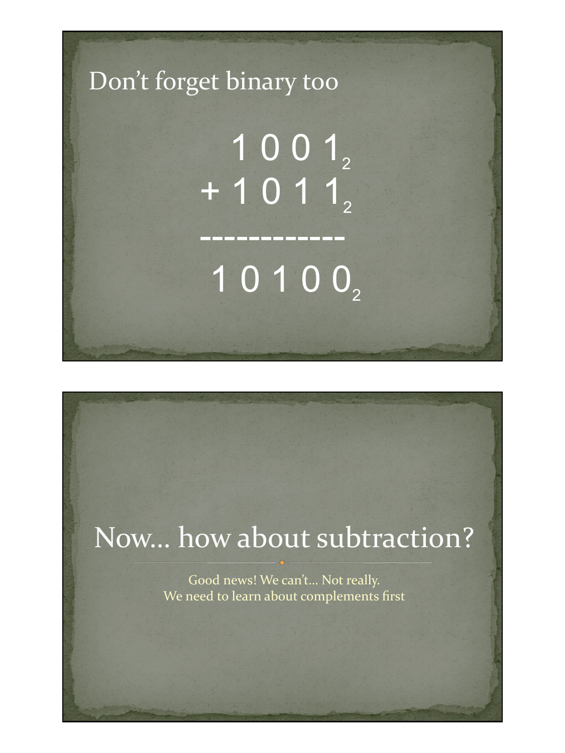## Don't forget binary too

$$
\begin{array}{r}
1\,0\,0\,1_2 \\
+\;1\,0\,1\,1_2 \\
\hline
1\,0\,1\,0\,0_2
\end{array}
$$

# Now… how about subtraction?

Good news! We can't… Not really.
We need to learn about complements first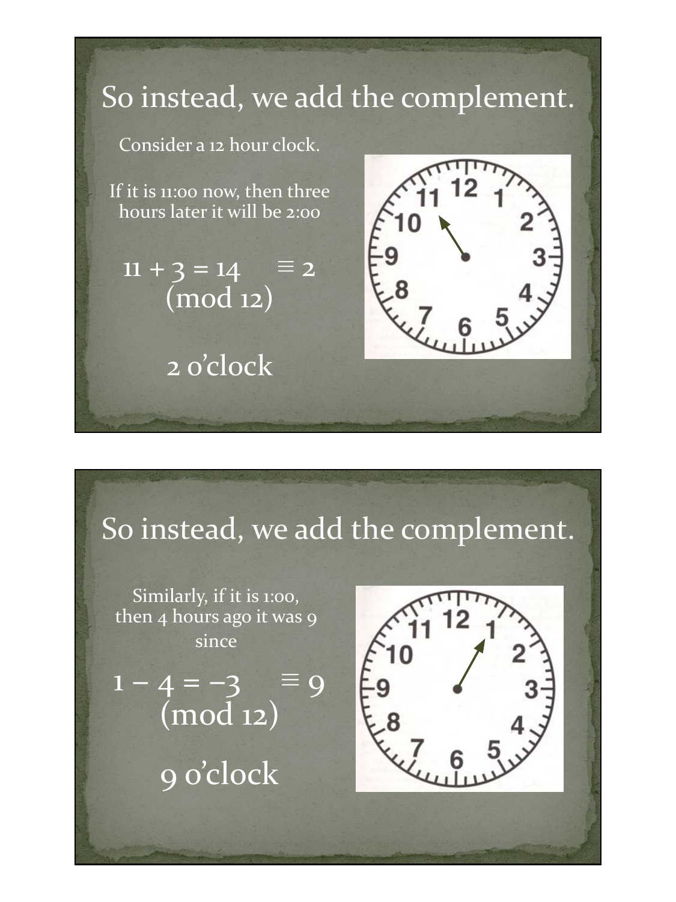## So instead, we add the complement.

Consider a 12 hour clock.

If it is 11:00 now, then three hours later it will be 2:00

$11 + 3 = 14 \equiv 2 \pmod{12}$

2 o'clock

## So instead, we add the complement.

Similarly, if it is 1:00, then 4 hours ago it was 9 since

$1 - 4 = -3 \equiv 9 \pmod{12}$

9 o'clock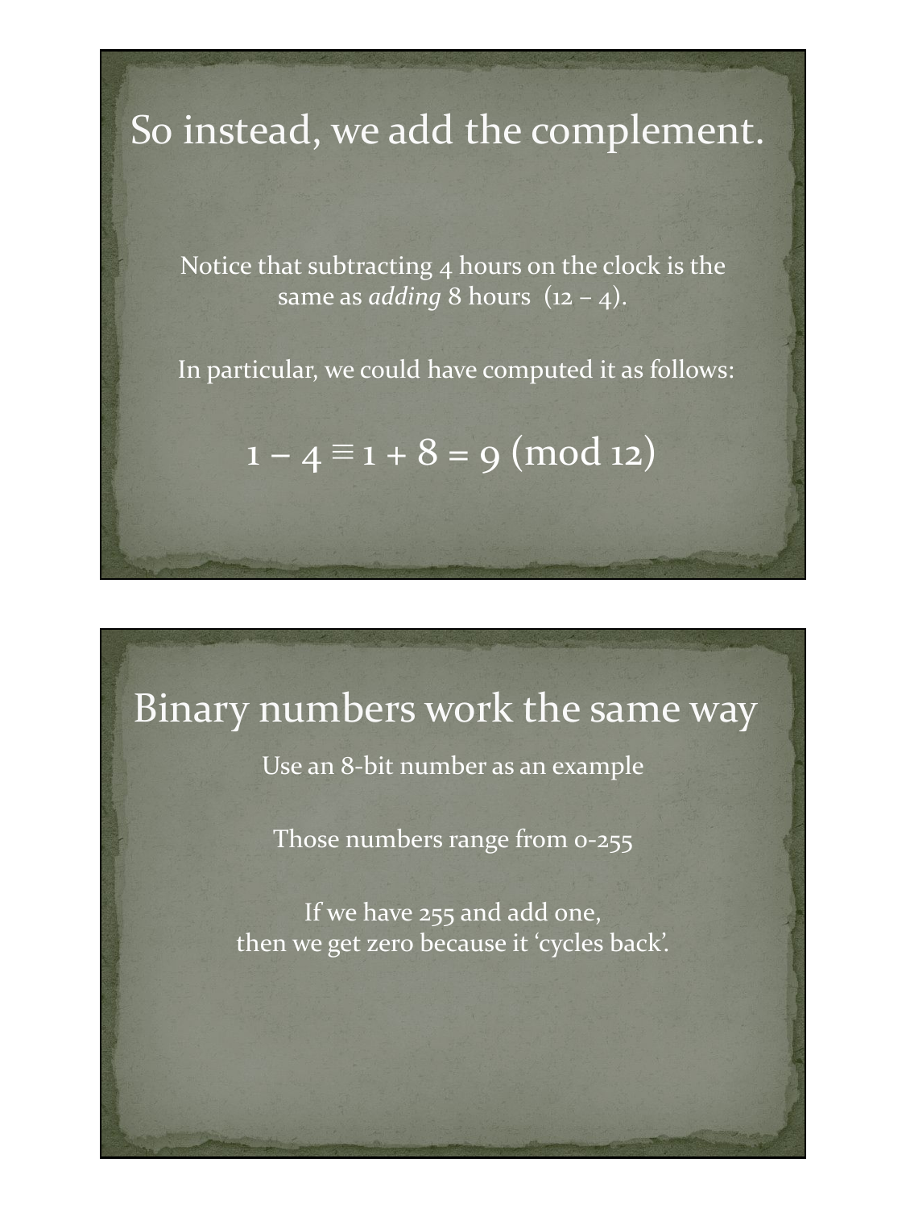## So instead, we add the complement.

Notice that subtracting 4 hours on the clock is the same as *adding* 8 hours (12 – 4).

In particular, we could have computed it as follows:

$$1 - 4 \equiv 1 + 8 = 9 \pmod{12}$$

## Binary numbers work the same way

Use an 8-bit number as an example

Those numbers range from 0-255

If we have 255 and add one,
then we get zero because it 'cycles back'.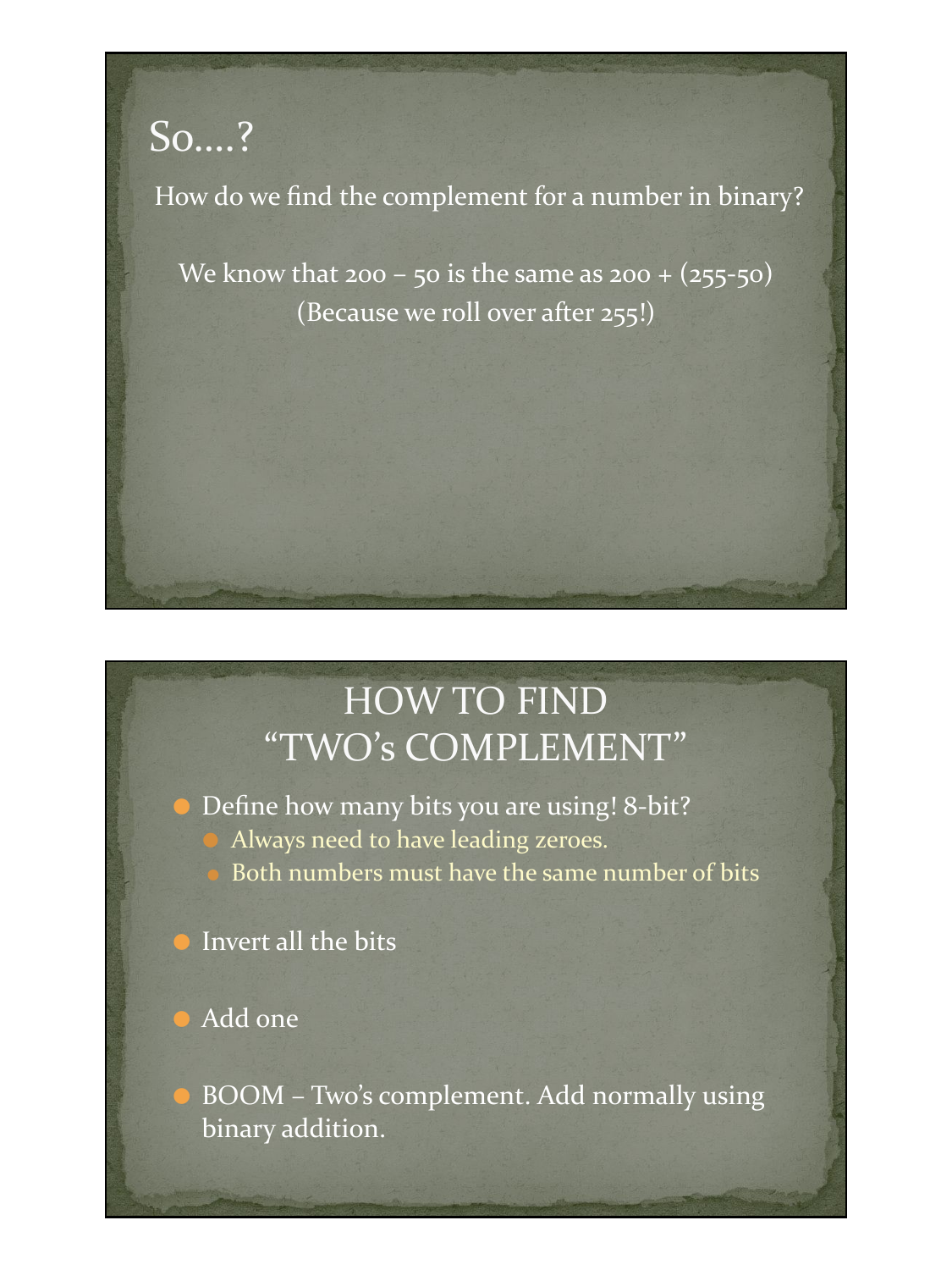## So….?

How do we find the complement for a number in binary?

We know that 200 – 50 is the same as 200 + (255-50)
(Because we roll over after 255!)

## HOW TO FIND "TWO's COMPLEMENT"

- Define how many bits you are using! 8-bit?
  - Always need to have leading zeroes.
  - Both numbers must have the same number of bits
- Invert all the bits
- Add one
- BOOM – Two's complement. Add normally using binary addition.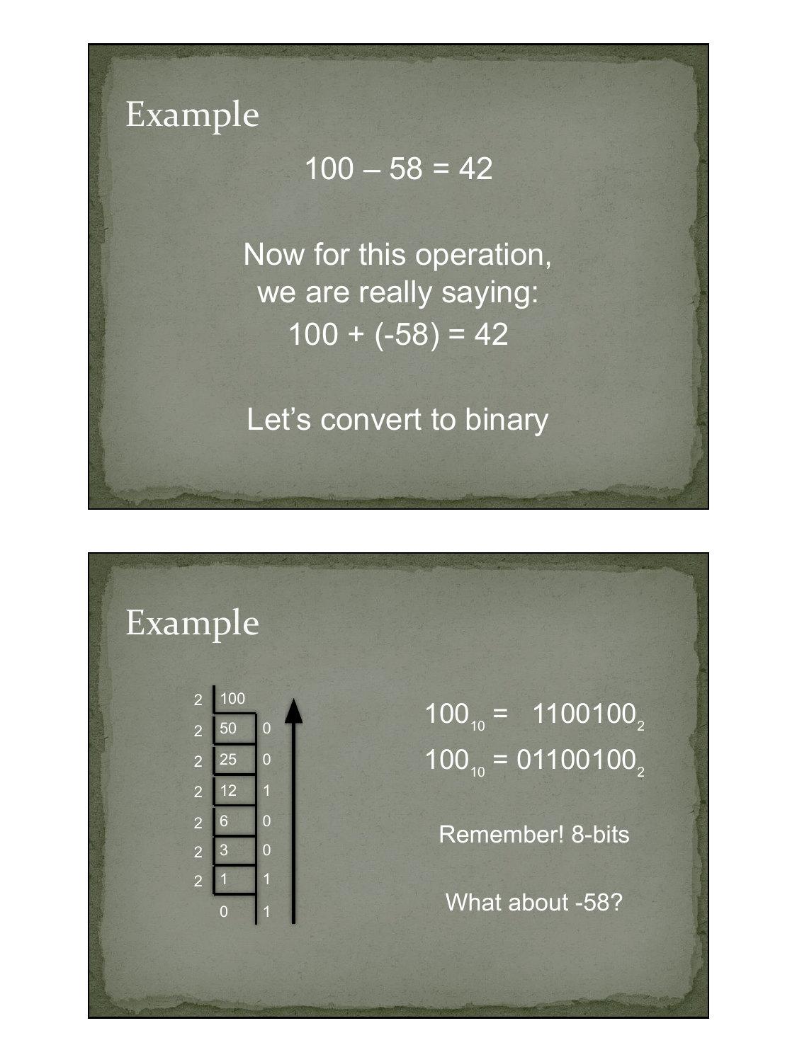# Example

$100 - 58 = 42$

Now for this operation, we are really saying:

$100 + (-58) = 42$

Let's convert to binary

# Example

| Divisor | Quotient | Remainder |
|---|---|---|
| 2 | 100 | |
| 2 | 50 | 0 |
| 2 | 25 | 0 |
| 2 | 12 | 1 |
| 2 | 6 | 0 |
| 2 | 3 | 0 |
| 2 | 1 | 1 |
| | 0 | 1 |

$100_{10} = 1100100_2$

$100_{10} = 01100100_2$

Remember! 8-bits

What about -58?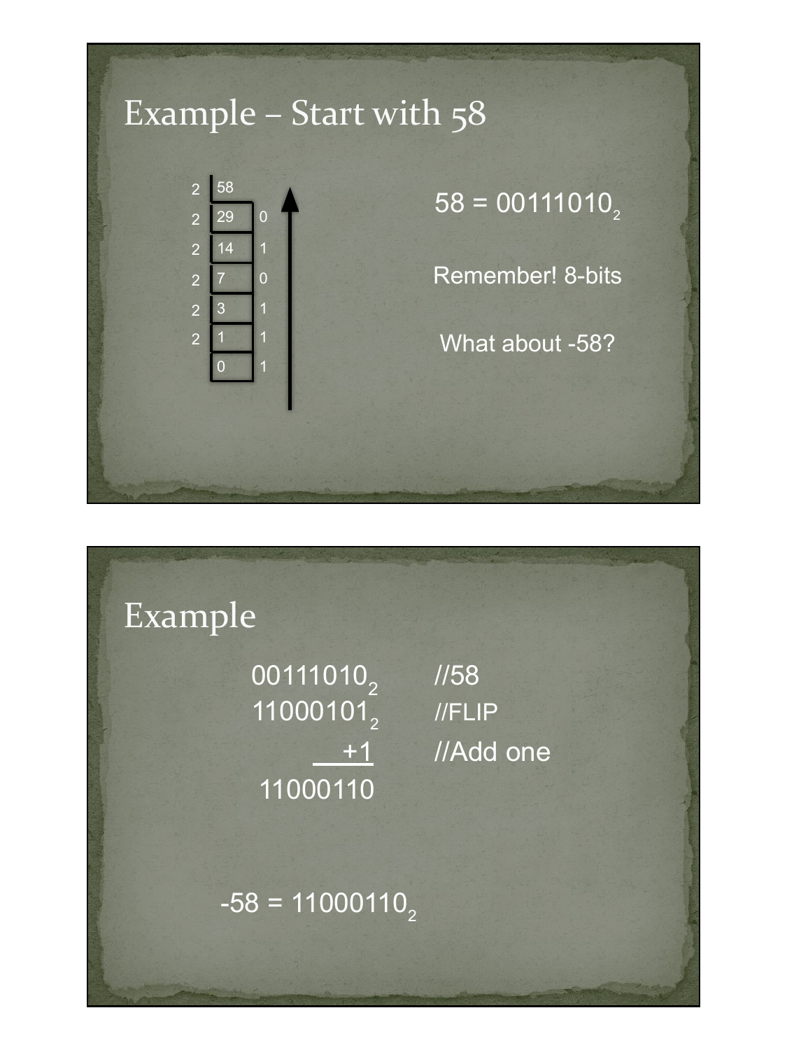# Example – Start with 58

| | | |
|---|---|---|
| 2 | 58 | |
| 2 | 29 | 0 |
| 2 | 14 | 1 |
| 2 | 7 | 0 |
| 2 | 3 | 1 |
| 2 | 1 | 1 |
| | 0 | 1 |

$58 = 00111010_2$

Remember! 8-bits

What about -58?

# Example

```
00111010₂   //58
11000101₂   //FLIP
      +1    //Add one
 11000110
```

$-58 = 11000110_2$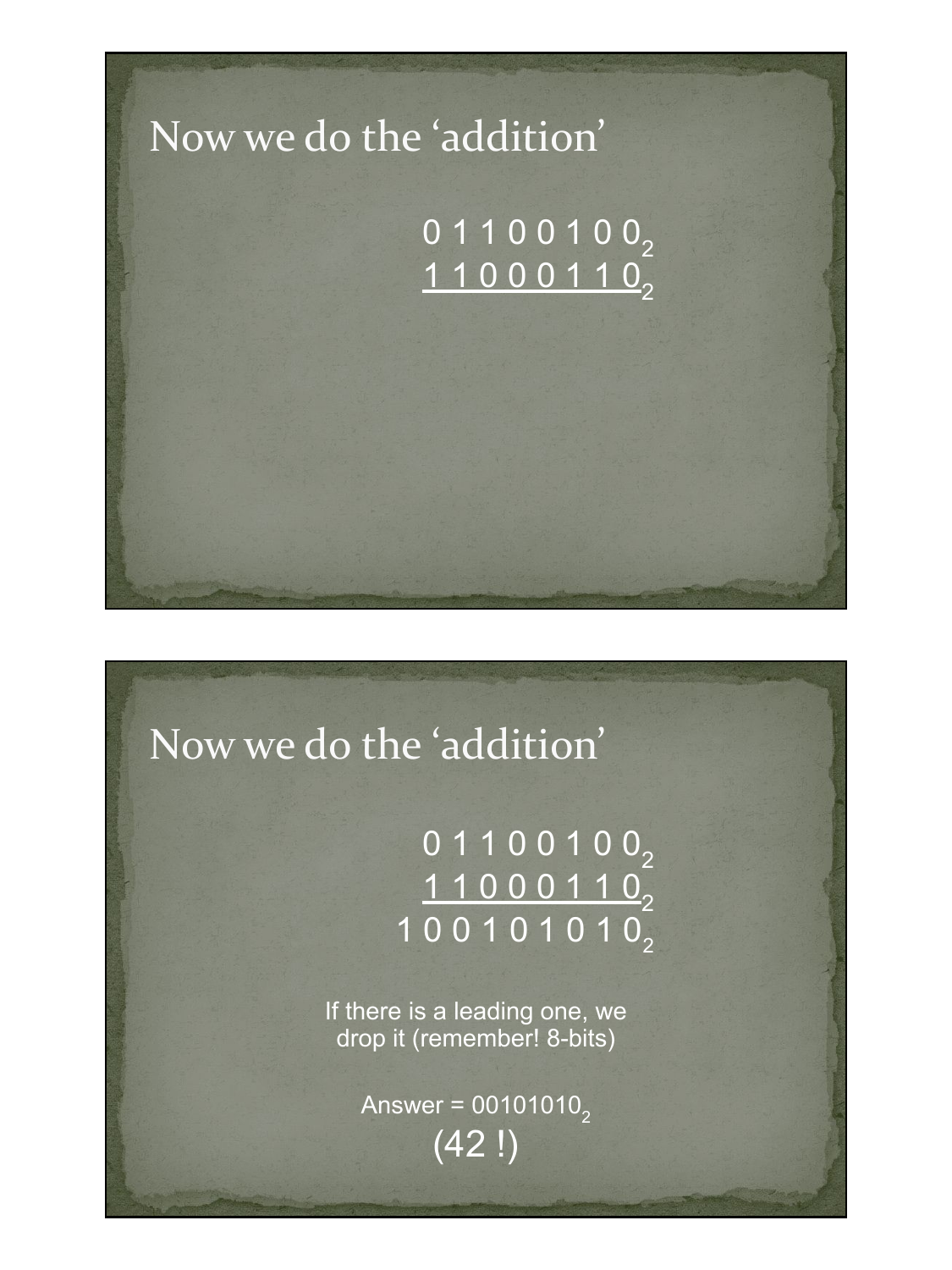## Now we do the 'addition'

$$
\begin{array}{r}
0\,1\,1\,0\,0\,1\,0\,0_2 \\
\underline{1\,1\,0\,0\,0\,1\,1\,0_2}
\end{array}
$$

## Now we do the 'addition'

$$
\begin{array}{r}
0\,1\,1\,0\,0\,1\,0\,0_2 \\
\underline{1\,1\,0\,0\,0\,1\,1\,0_2} \\
1\,0\,0\,1\,0\,1\,0\,1\,0_2
\end{array}
$$

If there is a leading one, we drop it (remember! 8-bits)

Answer = $00101010_2$

(42 !)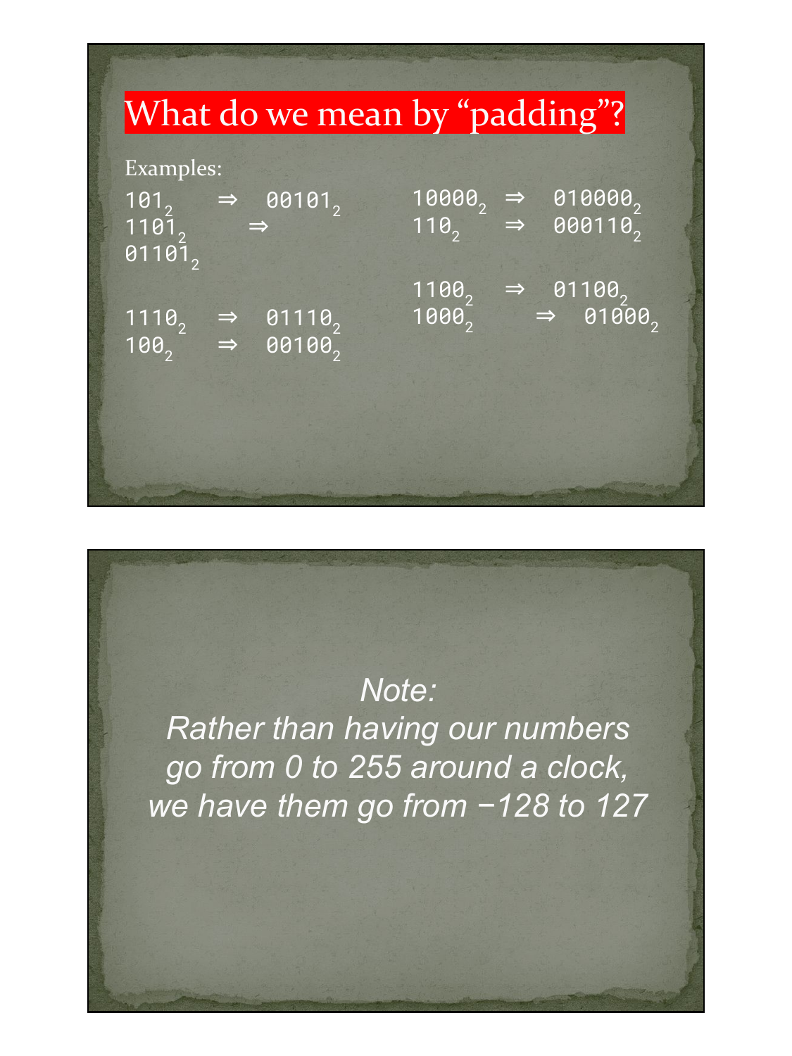# What do we mean by "padding"?

Examples:

$101_2 \Rightarrow 00101_2$

$1101_2 \Rightarrow 01101_2$

$1110_2 \Rightarrow 01110_2$

$100_2 \Rightarrow 00100_2$

$10000_2 \Rightarrow 010000_2$

$110_2 \Rightarrow 000110_2$

$1100_2 \Rightarrow 01100_2$

$1000_2 \Rightarrow 01000_2$

*Note:*
*Rather than having our numbers go from 0 to 255 around a clock, we have them go from −128 to 127*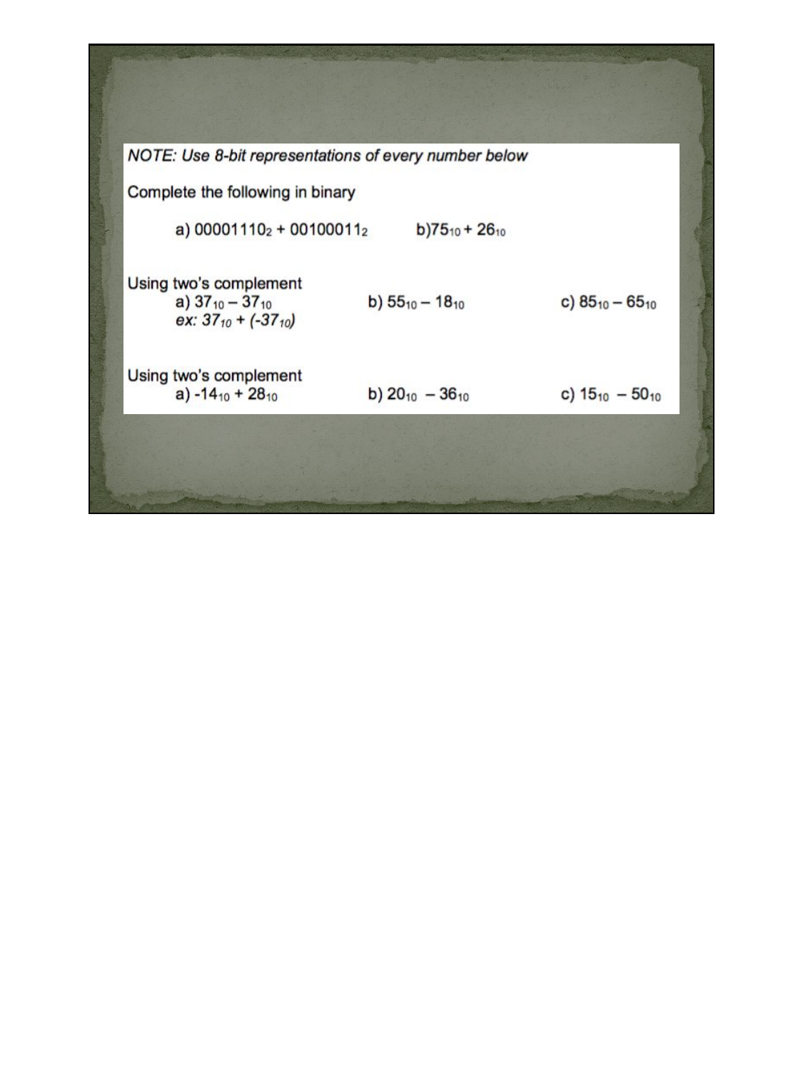*NOTE: Use 8-bit representations of every number below*

Complete the following in binary

a) $00001110_2 + 00100011_2$

b) $75_{10} + 26_{10}$

Using two's complement

a) $37_{10} - 37_{10}$
*ex: $37_{10} + (-37_{10})$*

b) $55_{10} - 18_{10}$

c) $85_{10} - 65_{10}$

Using two's complement

a) $-14_{10} + 28_{10}$

b) $20_{10} - 36_{10}$

c) $15_{10} - 50_{10}$